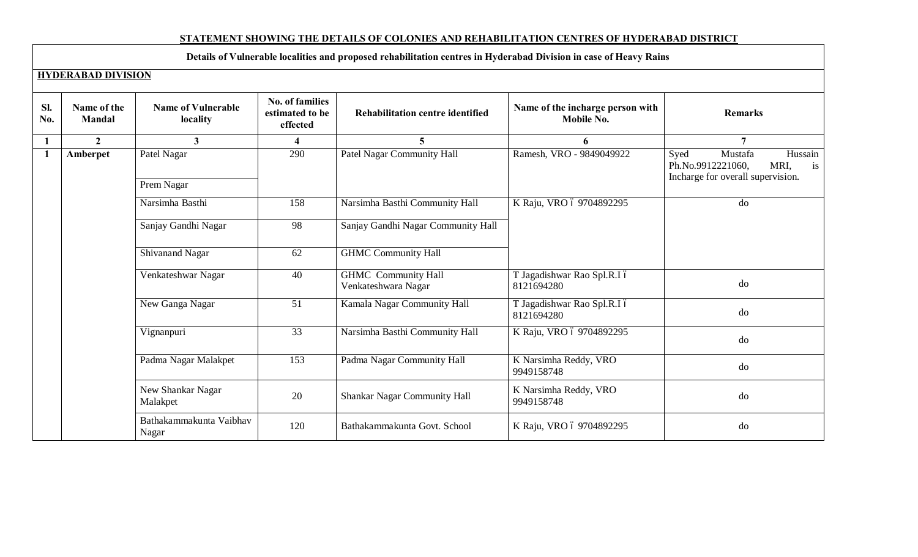**STATEMENT SHOWING THE DETAILS OF COLONIES AND REHABILITATION CENTRES OF HYDERABAD DISTRICT**

**Details of Vulnerable localities and proposed rehabilitation centres in Hyderabad Division in case of Heavy Rains**

**HYDERABAD DIVISION**

| Sl. No. | Name of the Mandal | Name of Vulnerable locality | No. of families estimated to be effected | Rehabilitation centre identified | Name of the incharge person with Mobile No. | Remarks |
|---|---|---|---|---|---|---|
| 1 | 2 | 3 | 4 | 5 | 6 | 7 |
| 1 | Amberpet | Patel Nagar | 290 | Patel Nagar Community Hall | Ramesh, VRO - 9849049922 | Syed Mustafa Hussain Ph.No.9912221060, MRI, is Incharge for overall supervision. |
| | | Prem Nagar | | | | |
| | | Narsimha Basthi | 158 | Narsimha Basthi Community Hall | K Raju, VRO ó 9704892295 | do |
| | | Sanjay Gandhi Nagar | 98 | Sanjay Gandhi Nagar Community Hall | | |
| | | Shivanand Nagar | 62 | GHMC Community Hall | | |
| | | Venkateshwar Nagar | 40 | GHMC Community Hall Venkateshwara Nagar | T Jagadishwar Rao Spl.R.I ó 8121694280 | do |
| | | New Ganga Nagar | 51 | Kamala Nagar Community Hall | T Jagadishwar Rao Spl.R.I ó 8121694280 | do |
| | | Vignanpuri | 33 | Narsimha Basthi Community Hall | K Raju, VRO ó 9704892295 | do |
| | | Padma Nagar Malakpet | 153 | Padma Nagar Community Hall | K Narsimha Reddy, VRO 9949158748 | do |
| | | New Shankar Nagar Malakpet | 20 | Shankar Nagar Community Hall | K Narsimha Reddy, VRO 9949158748 | do |
| | | Bathakammakunta Vaibhav Nagar | 120 | Bathakammakunta Govt. School | K Raju, VRO ó 9704892295 | do |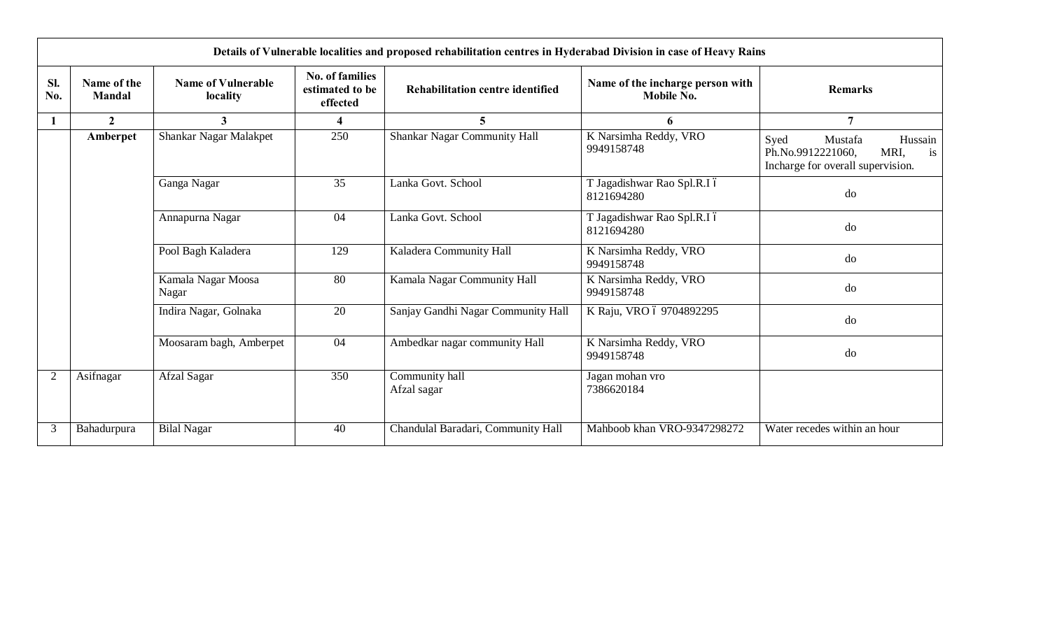| Details of Vulnerable localities and proposed rehabilitation centres in Hyderabad Division in case of Heavy Rains | | | | | | |
|---|---|---|---|---|---|---|
| **Sl. No.** | **Name of the Mandal** | **Name of Vulnerable locality** | **No. of families estimated to be effected** | **Rehabilitation centre identified** | **Name of the incharge person with Mobile No.** | **Remarks** |
| **1** | **2** | **3** | **4** | **5** | **6** | **7** |
| | **Amberpet** | Shankar Nagar Malakpet | 250 | Shankar Nagar Community Hall | K Narsimha Reddy, VRO 9949158748 | Syed Mustafa Hussain Ph.No.9912221060, MRI, is Incharge for overall supervision. |
| | | Ganga Nagar | 35 | Lanka Govt. School | T Jagadishwar Rao Spl.R.I – 8121694280 | do |
| | | Annapurna Nagar | 04 | Lanka Govt. School | T Jagadishwar Rao Spl.R.I – 8121694280 | do |
| | | Pool Bagh Kaladera | 129 | Kaladera Community Hall | K Narsimha Reddy, VRO 9949158748 | do |
| | | Kamala Nagar Moosa Nagar | 80 | Kamala Nagar Community Hall | K Narsimha Reddy, VRO 9949158748 | do |
| | | Indira Nagar, Golnaka | 20 | Sanjay Gandhi Nagar Community Hall | K Raju, VRO – 9704892295 | do |
| | | Moosaram bagh, Amberpet | 04 | Ambedkar nagar community Hall | K Narsimha Reddy, VRO 9949158748 | do |
| 2 | Asifnagar | Afzal Sagar | 350 | Community hall Afzal sagar | Jagan mohan vro 7386620184 | |
| 3 | Bahadurpura | Bilal Nagar | 40 | Chandulal Baradari, Community Hall | Mahboob khan VRO-9347298272 | Water recedes within an hour |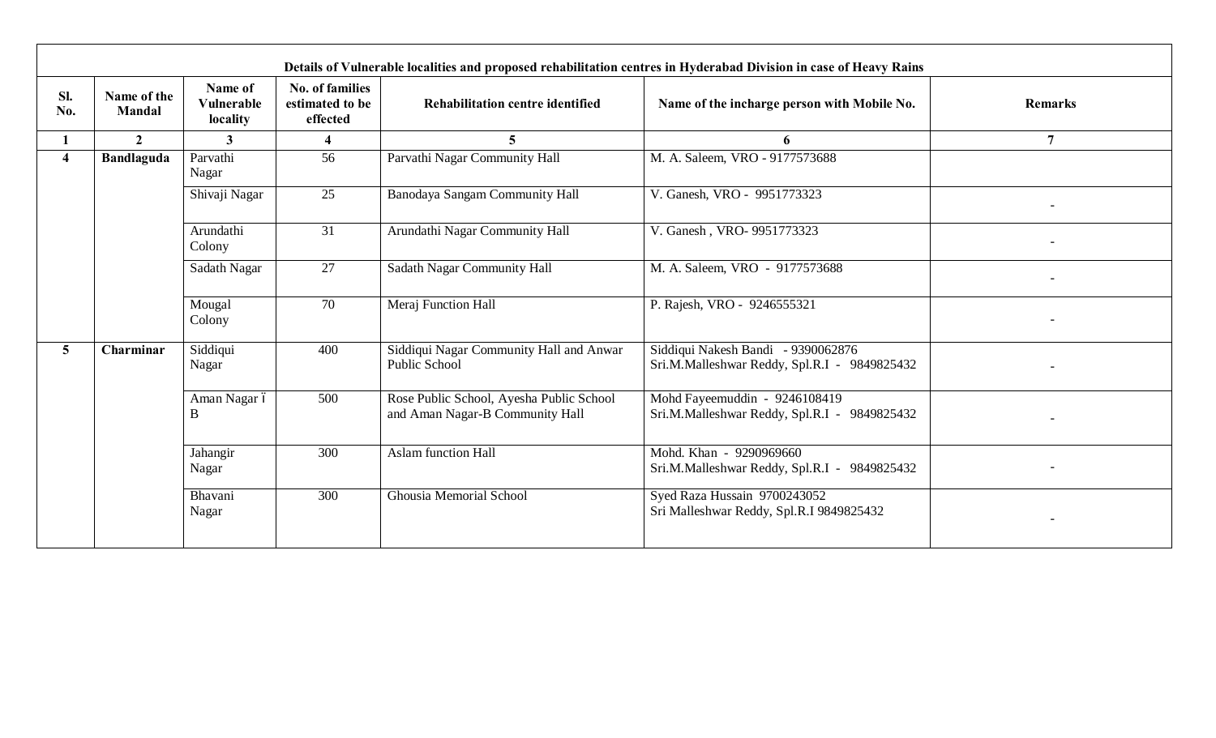| Details of Vulnerable localities and proposed rehabilitation centres in Hyderabad Division in case of Heavy Rains | | | | | | |
|---|---|---|---|---|---|---|
| **Sl. No.** | **Name of the Mandal** | **Name of Vulnerable locality** | **No. of families estimated to be effected** | **Rehabilitation centre identified** | **Name of the incharge person with Mobile No.** | **Remarks** |
| **1** | **2** | **3** | **4** | **5** | **6** | **7** |
| **4** | **Bandlaguda** | Parvathi Nagar | 56 | Parvathi Nagar Community Hall | M. A. Saleem, VRO - 9177573688 | |
| | | Shivaji Nagar | 25 | Banodaya Sangam Community Hall | V. Ganesh, VRO - 9951773323 | - |
| | | Arundathi Colony | 31 | Arundathi Nagar Community Hall | V. Ganesh , VRO- 9951773323 | - |
| | | Sadath Nagar | 27 | Sadath Nagar Community Hall | M. A. Saleem, VRO - 9177573688 | - |
| | | Mougal Colony | 70 | Meraj Function Hall | P. Rajesh, VRO - 9246555321 | - |
| **5** | **Charminar** | Siddiqui Nagar | 400 | Siddiqui Nagar Community Hall and Anwar Public School | Siddiqui Nakesh Bandi - 9390062876<br>Sri.M.Malleshwar Reddy, Spl.R.I - 9849825432 | - |
| | | Aman Nagar ï B | 500 | Rose Public School, Ayesha Public School and Aman Nagar-B Community Hall | Mohd Fayeemuddin - 9246108419<br>Sri.M.Malleshwar Reddy, Spl.R.I - 9849825432 | - |
| | | Jahangir Nagar | 300 | Aslam function Hall | Mohd. Khan - 9290969660<br>Sri.M.Malleshwar Reddy, Spl.R.I - 9849825432 | - |
| | | Bhavani Nagar | 300 | Ghousia Memorial School | Syed Raza Hussain 9700243052<br>Sri Malleshwar Reddy, Spl.R.I 9849825432 | - |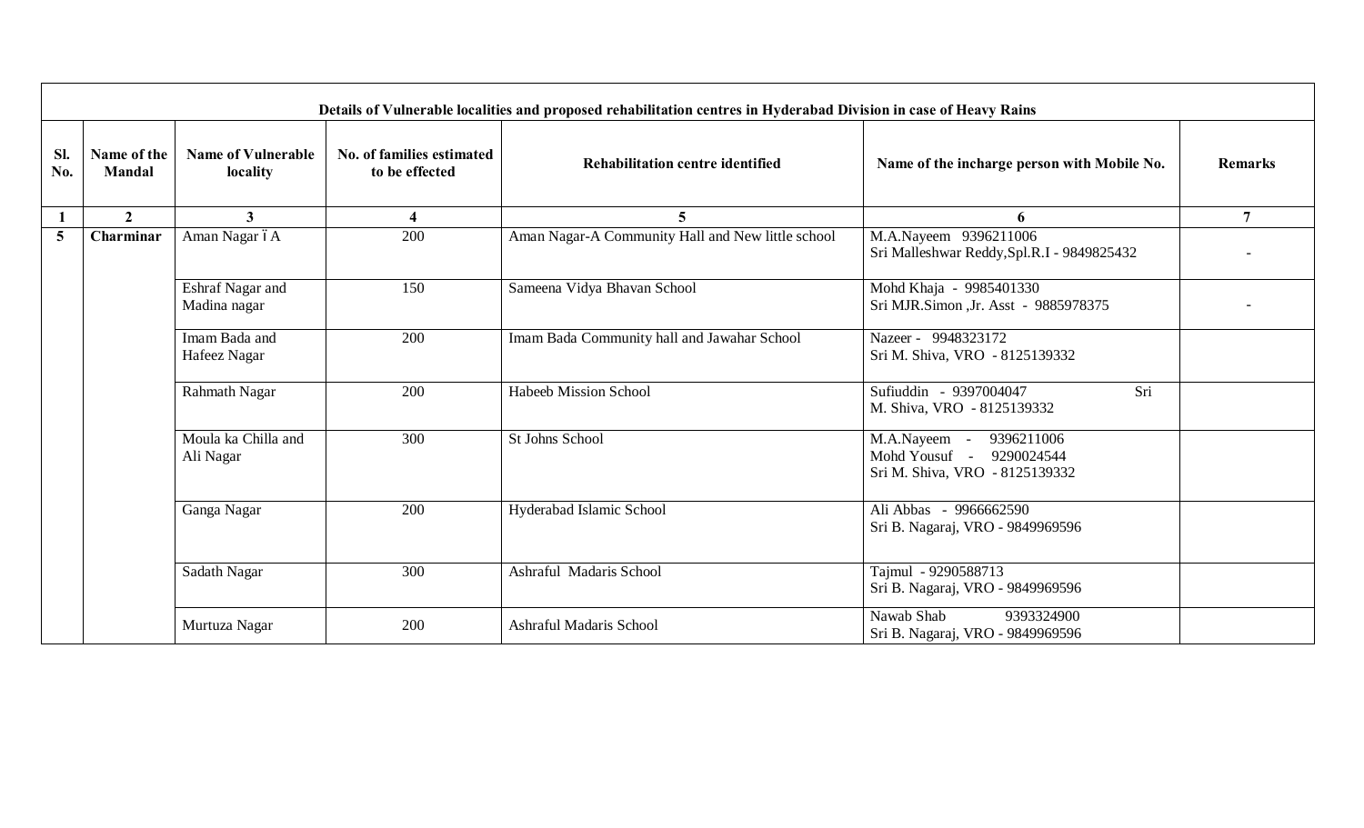| Details of Vulnerable localities and proposed rehabilitation centres in Hyderabad Division in case of Heavy Rains | | | | | | |
|---|---|---|---|---|---|---|
| **Sl. No.** | **Name of the Mandal** | **Name of Vulnerable locality** | **No. of families estimated to be effected** | **Rehabilitation centre identified** | **Name of the incharge person with Mobile No.** | **Remarks** |
| **1** | **2** | **3** | **4** | **5** | **6** | **7** |
| **5** | **Charminar** | Aman Nagar ïA | 200 | Aman Nagar-A Community Hall and New little school | M.A.Nayeem 9396211006<br>Sri Malleshwar Reddy,Spl.R.I - 9849825432 | - |
| | | Eshraf Nagar and Madina nagar | 150 | Sameena Vidya Bhavan School | Mohd Khaja - 9985401330<br>Sri MJR.Simon ,Jr. Asst - 9885978375 | - |
| | | Imam Bada and Hafeez Nagar | 200 | Imam Bada Community hall and Jawahar School | Nazeer - 9948323172<br>Sri M. Shiva, VRO - 8125139332 | |
| | | Rahmath Nagar | 200 | Habeeb Mission School | Sufiuddin - 9397004047 Sri M. Shiva, VRO - 8125139332 | |
| | | Moula ka Chilla and Ali Nagar | 300 | St Johns School | M.A.Nayeem - 9396211006<br>Mohd Yousuf - 9290024544<br>Sri M. Shiva, VRO - 8125139332 | |
| | | Ganga Nagar | 200 | Hyderabad Islamic School | Ali Abbas - 9966662590<br>Sri B. Nagaraj, VRO - 9849969596 | |
| | | Sadath Nagar | 300 | Ashraful Madaris School | Tajmul - 9290588713<br>Sri B. Nagaraj, VRO - 9849969596 | |
| | | Murtuza Nagar | 200 | Ashraful Madaris School | Nawab Shab 9393324900<br>Sri B. Nagaraj, VRO - 9849969596 | |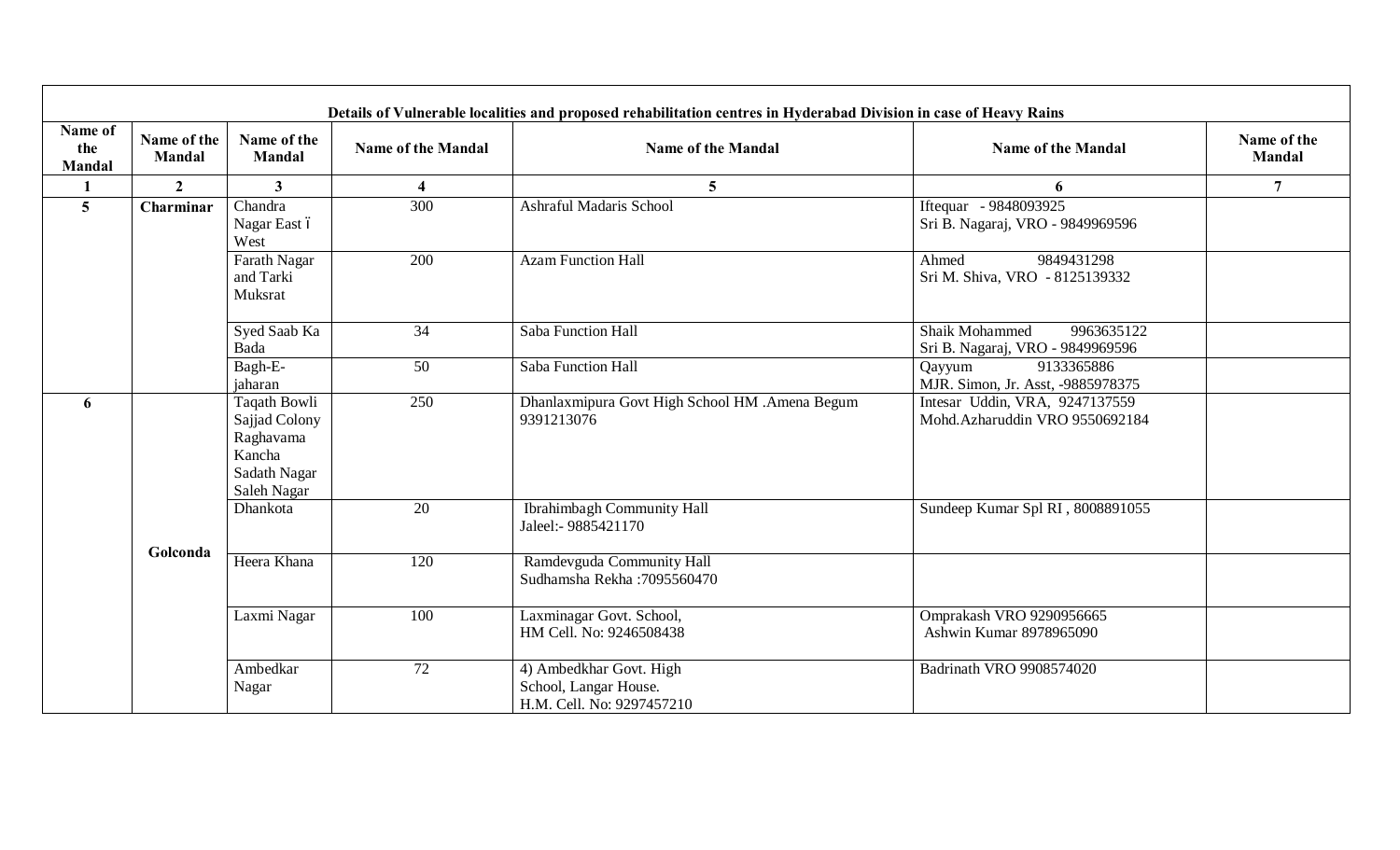| Details of Vulnerable localities and proposed rehabilitation centres in Hyderabad Division in case of Heavy Rains | | | | | | |
|---|---|---|---|---|---|---|
| **Name of the Mandal** | **Name of the Mandal** | **Name of the Mandal** | **Name of the Mandal** | **Name of the Mandal** | **Name of the Mandal** | **Name of the Mandal** |
| **1** | **2** | **3** | **4** | **5** | **6** | **7** |
| **5** | **Charminar** | Chandra Nagar East ï West | 300 | Ashraful Madaris School | Iftequar - 9848093925<br>Sri B. Nagaraj, VRO - 9849969596 | |
| | | Farath Nagar and Tarki Muksrat | 200 | Azam Function Hall | Ahmed 9849431298<br>Sri M. Shiva, VRO - 8125139332 | |
| | | Syed Saab Ka Bada | 34 | Saba Function Hall | Shaik Mohammed 9963635122<br>Sri B. Nagaraj, VRO - 9849969596 | |
| | | Bagh-E-jaharan | 50 | Saba Function Hall | Qayyum 9133365886<br>MJR. Simon, Jr. Asst, -9885978375 | |
| **6** | **Golconda** | Taqath Bowli Sajjad Colony Raghavama Kancha Sadath Nagar Saleh Nagar | 250 | Dhanlaxmipura Govt High School HM .Amena Begum 9391213076 | Intesar Uddin, VRA, 9247137559<br>Mohd.Azharuddin VRO 9550692184 | |
| | | Dhankota | 20 | Ibrahimbagh Community Hall<br>Jaleel:- 9885421170 | Sundeep Kumar Spl RI , 8008891055 | |
| | | Heera Khana | 120 | Ramdevguda Community Hall<br>Sudhamsha Rekha :7095560470 | | |
| | | Laxmi Nagar | 100 | Laxminagar Govt. School,<br>HM Cell. No: 9246508438 | Omprakash VRO 9290956665<br>Ashwin Kumar 8978965090 | |
| | | Ambedkar Nagar | 72 | 4) Ambedkhar Govt. High School, Langar House.<br>H.M. Cell. No: 9297457210 | Badrinath VRO 9908574020 | |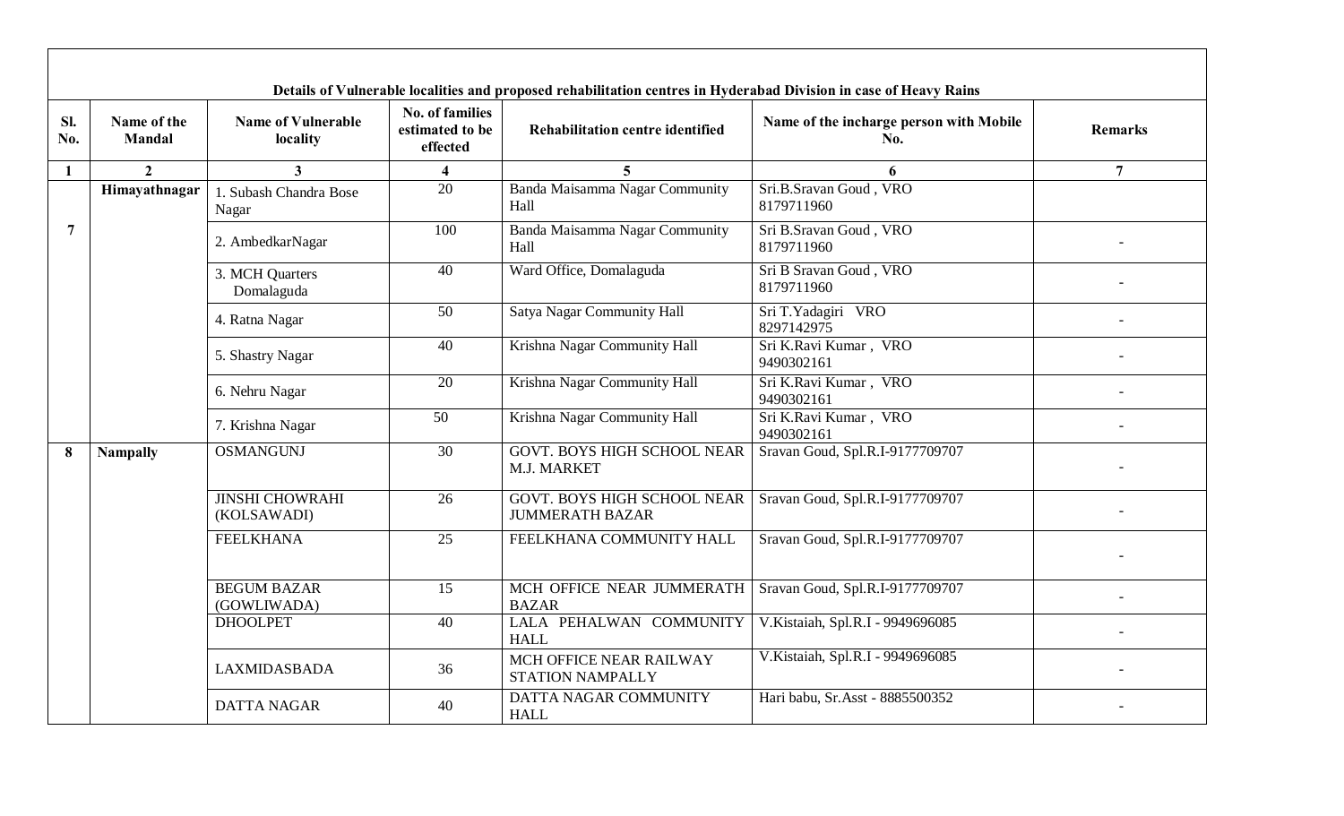**Details of Vulnerable localities and proposed rehabilitation centres in Hyderabad Division in case of Heavy Rains**

| Sl. No. | Name of the Mandal | Name of Vulnerable locality | No. of families estimated to be effected | Rehabilitation centre identified | Name of the incharge person with Mobile No. | Remarks |
|---|---|---|---|---|---|---|
| 1 | 2 | 3 | 4 | 5 | 6 | 7 |
| 7 | Himayathnagar | 1. Subash Chandra Bose Nagar | 20 | Banda Maisamma Nagar Community Hall | Sri.B.Sravan Goud , VRO 8179711960 | |
| | | 2. AmbedkarNagar | 100 | Banda Maisamma Nagar Community Hall | Sri B.Sravan Goud , VRO 8179711960 | - |
| | | 3. MCH Quarters Domalaguda | 40 | Ward Office, Domalaguda | Sri B Sravan Goud , VRO 8179711960 | - |
| | | 4. Ratna Nagar | 50 | Satya Nagar Community Hall | Sri T.Yadagiri VRO 8297142975 | - |
| | | 5. Shastry Nagar | 40 | Krishna Nagar Community Hall | Sri K.Ravi Kumar , VRO 9490302161 | - |
| | | 6. Nehru Nagar | 20 | Krishna Nagar Community Hall | Sri K.Ravi Kumar , VRO 9490302161 | - |
| | | 7. Krishna Nagar | 50 | Krishna Nagar Community Hall | Sri K.Ravi Kumar , VRO 9490302161 | - |
| 8 | Nampally | OSMANGUNJ | 30 | GOVT. BOYS HIGH SCHOOL NEAR M.J. MARKET | Sravan Goud, Spl.R.I-9177709707 | - |
| | | JINSHI CHOWRAHI (KOLSAWADI) | 26 | GOVT. BOYS HIGH SCHOOL NEAR JUMMERATH BAZAR | Sravan Goud, Spl.R.I-9177709707 | - |
| | | FEELKHANA | 25 | FEELKHANA COMMUNITY HALL | Sravan Goud, Spl.R.I-9177709707 | - |
| | | BEGUM BAZAR (GOWLIWADA) | 15 | MCH OFFICE NEAR JUMMERATH BAZAR | Sravan Goud, Spl.R.I-9177709707 | - |
| | | DHOOLPET | 40 | LALA PEHALWAN COMMUNITY HALL | V.Kistaiah, Spl.R.I - 9949696085 | - |
| | | LAXMIDASBADA | 36 | MCH OFFICE NEAR RAILWAY STATION NAMPALLY | V.Kistaiah, Spl.R.I - 9949696085 | - |
| | | DATTA NAGAR | 40 | DATTA NAGAR COMMUNITY HALL | Hari babu, Sr.Asst - 8885500352 | - |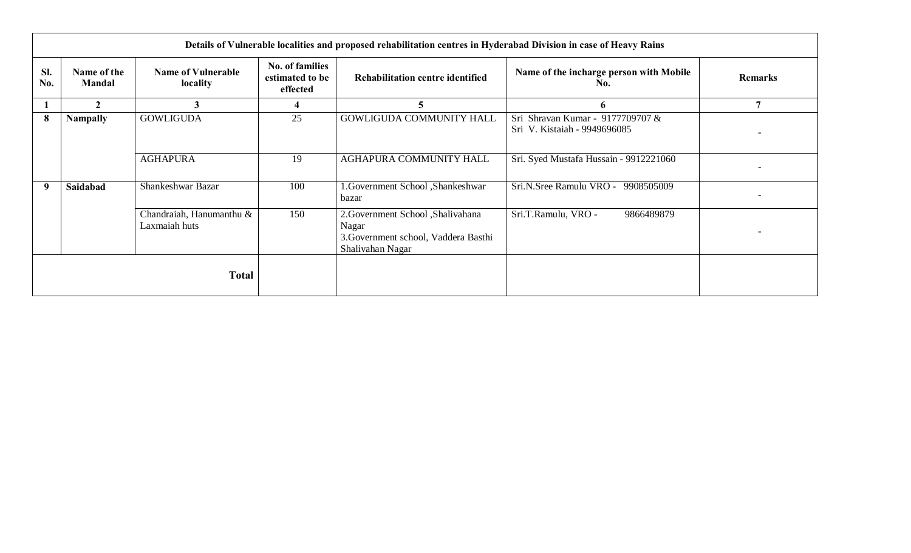| Details of Vulnerable localities and proposed rehabilitation centres in Hyderabad Division in case of Heavy Rains | | | | | | |
|---|---|---|---|---|---|---|
| **Sl. No.** | **Name of the Mandal** | **Name of Vulnerable locality** | **No. of families estimated to be effected** | **Rehabilitation centre identified** | **Name of the incharge person with Mobile No.** | **Remarks** |
| **1** | **2** | **3** | **4** | **5** | **6** | **7** |
| **8** | **Nampally** | GOWLIGUDA | 25 | GOWLIGUDA COMMUNITY HALL | Sri Shravan Kumar - 9177709707 & Sri V. Kistaiah - 9949696085 | - |
| | | AGHAPURA | 19 | AGHAPURA COMMUNITY HALL | Sri. Syed Mustafa Hussain - 9912221060 | - |
| **9** | **Saidabad** | Shankeshwar Bazar | 100 | 1.Government School ,Shankeshwar bazar | Sri.N.Sree Ramulu VRO - 9908505009 | - |
| | | Chandraiah, Hanumanthu & Laxmaiah huts | 150 | 2.Government School ,Shalivahana Nagar 3.Government school, Vaddera Basthi Shalivahan Nagar | Sri.T.Ramulu, VRO - 9866489879 | - |
| | | **Total** | | | | |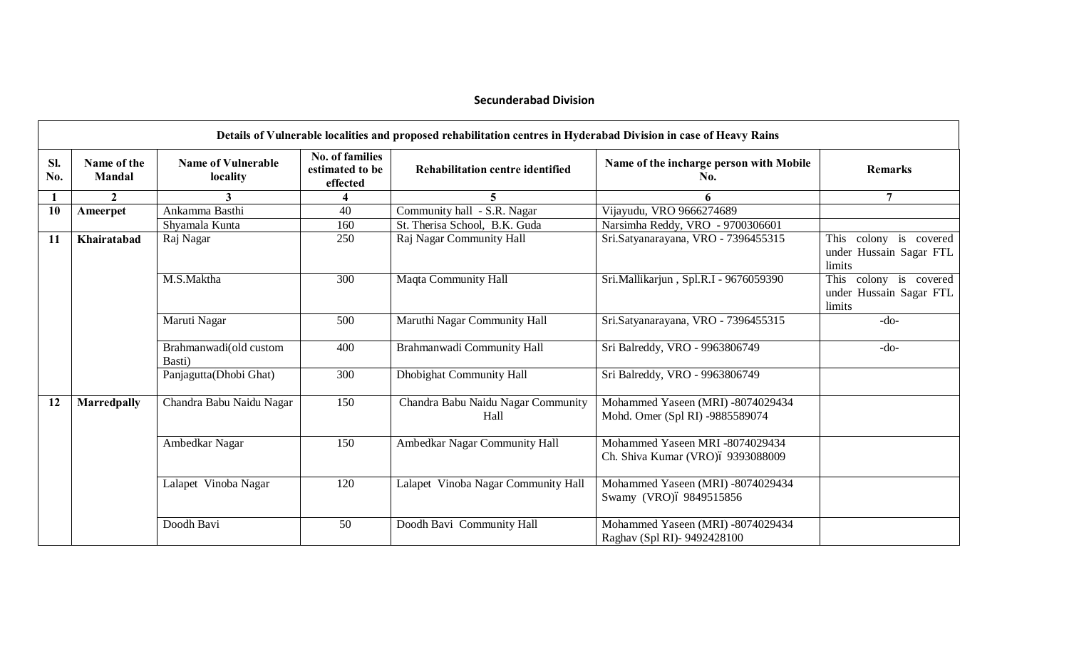## Secunderabad Division

| Details of Vulnerable localities and proposed rehabilitation centres in Hyderabad Division in case of Heavy Rains | | | | | | |
|---|---|---|---|---|---|---|
| **Sl. No.** | **Name of the Mandal** | **Name of Vulnerable locality** | **No. of families estimated to be effected** | **Rehabilitation centre identified** | **Name of the incharge person with Mobile No.** | **Remarks** |
| **1** | **2** | **3** | **4** | **5** | **6** | **7** |
| **10** | **Ameerpet** | Ankamma Basthi | 40 | Community hall - S.R. Nagar | Vijayudu, VRO 9666274689 | |
| | | Shyamala Kunta | 160 | St. Therisa School, B.K. Guda | Narsimha Reddy, VRO - 9700306601 | |
| **11** | **Khairatabad** | Raj Nagar | 250 | Raj Nagar Community Hall | Sri.Satyanarayana, VRO - 7396455315 | This colony is covered under Hussain Sagar FTL limits |
| | | M.S.Maktha | 300 | Maqta Community Hall | Sri.Mallikarjun , Spl.R.I - 9676059390 | This colony is covered under Hussain Sagar FTL limits |
| | | Maruti Nagar | 500 | Maruthi Nagar Community Hall | Sri.Satyanarayana, VRO - 7396455315 | -do- |
| | | Brahmanwadi(old custom Basti) | 400 | Brahmanwadi Community Hall | Sri Balreddy, VRO - 9963806749 | -do- |
| | | Panjagutta(Dhobi Ghat) | 300 | Dhobighat Community Hall | Sri Balreddy, VRO - 9963806749 | |
| **12** | **Marredpally** | Chandra Babu Naidu Nagar | 150 | Chandra Babu Naidu Nagar Community Hall | Mohammed Yaseen (MRI) -8074029434 Mohd. Omer (Spl RI) -9885589074 | |
| | | Ambedkar Nagar | 150 | Ambedkar Nagar Community Hall | Mohammed Yaseen MRI -8074029434 Ch. Shiva Kumar (VRO)ï 9393088009 | |
| | | Lalapet Vinoba Nagar | 120 | Lalapet Vinoba Nagar Community Hall | Mohammed Yaseen (MRI) -8074029434 Swamy (VRO)ï 9849515856 | |
| | | Doodh Bavi | 50 | Doodh Bavi Community Hall | Mohammed Yaseen (MRI) -8074029434 Raghav (Spl RI)- 9492428100 | |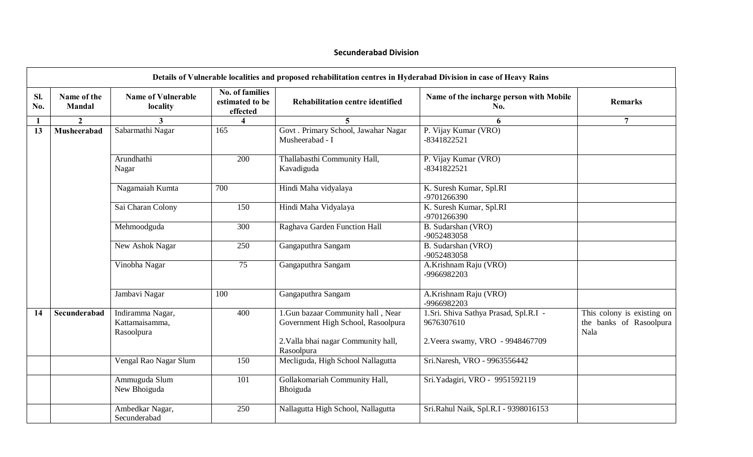## Secunderabad Division

| Details of Vulnerable localities and proposed rehabilitation centres in Hyderabad Division in case of Heavy Rains | | | | | | |
|---|---|---|---|---|---|---|
| **Sl. No.** | **Name of the Mandal** | **Name of Vulnerable locality** | **No. of families estimated to be effected** | **Rehabilitation centre identified** | **Name of the incharge person with Mobile No.** | **Remarks** |
| **1** | **2** | **3** | **4** | **5** | **6** | **7** |
| **13** | **Musheerabad** | Sabarmathi Nagar | 165 | Govt . Primary School, Jawahar Nagar Musheerabad - I | P. Vijay Kumar (VRO) -8341822521 | |
| | | Arundhathi Nagar | 200 | Thallabasthi Community Hall, Kavadiguda | P. Vijay Kumar (VRO) -8341822521 | |
| | | Nagamaiah Kumta | 700 | Hindi Maha vidyalaya | K. Suresh Kumar, Spl.RI -9701266390 | |
| | | Sai Charan Colony | 150 | Hindi Maha Vidyalaya | K. Suresh Kumar, Spl.RI -9701266390 | |
| | | Mehmoodguda | 300 | Raghava Garden Function Hall | B. Sudarshan (VRO) -9052483058 | |
| | | New Ashok Nagar | 250 | Gangaputhra Sangam | B. Sudarshan (VRO) -9052483058 | |
| | | Vinobha Nagar | 75 | Gangaputhra Sangam | A.Krishnam Raju (VRO) -9966982203 | |
| | | Jambavi Nagar | 100 | Gangaputhra Sangam | A.Krishnam Raju (VRO) -9966982203 | |
| **14** | **Secunderabad** | Indiramma Nagar, Kattamaisamma, Rasoolpura | 400 | 1.Gun bazaar Community hall , Near Government High School, Rasoolpura<br>2.Valla bhai nagar Community hall, Rasoolpura | 1.Sri. Shiva Sathya Prasad, Spl.R.I - 9676307610<br>2.Veera swamy, VRO - 9948467709 | This colony is existing on the banks of Rasoolpura Nala |
| | | Vengal Rao Nagar Slum | 150 | Mecliguda, High School Nallagutta | Sri.Naresh, VRO - 9963556442 | |
| | | Ammuguda Slum New Bhoiguda | 101 | Gollakomariah Community Hall, Bhoiguda | Sri.Yadagiri, VRO - 9951592119 | |
| | | Ambedkar Nagar, Secunderabad | 250 | Nallagutta High School, Nallagutta | Sri.Rahul Naik, Spl.R.I - 9398016153 | |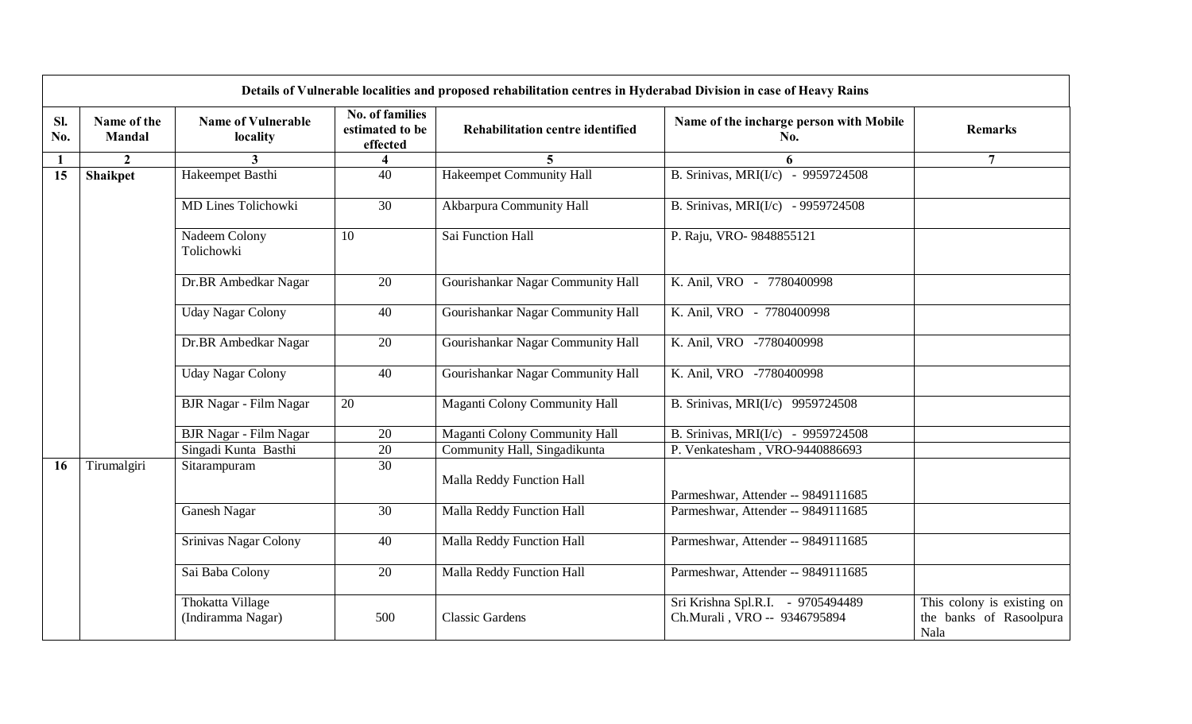| Details of Vulnerable localities and proposed rehabilitation centres in Hyderabad Division in case of Heavy Rains | | | | | | |
|---|---|---|---|---|---|---|
| **Sl. No.** | **Name of the Mandal** | **Name of Vulnerable locality** | **No. of families estimated to be effected** | **Rehabilitation centre identified** | **Name of the incharge person with Mobile No.** | **Remarks** |
| **1** | **2** | **3** | **4** | **5** | **6** | **7** |
| **15** | **Shaikpet** | Hakeempet Basthi | 40 | Hakeempet Community Hall | B. Srinivas, MRI(I/c) - 9959724508 | |
| | | MD Lines Tolichowki | 30 | Akbarpura Community Hall | B. Srinivas, MRI(I/c) - 9959724508 | |
| | | Nadeem Colony Tolichowki | 10 | Sai Function Hall | P. Raju, VRO- 9848855121 | |
| | | Dr.BR Ambedkar Nagar | 20 | Gourishankar Nagar Community Hall | K. Anil, VRO - 7780400998 | |
| | | Uday Nagar Colony | 40 | Gourishankar Nagar Community Hall | K. Anil, VRO - 7780400998 | |
| | | Dr.BR Ambedkar Nagar | 20 | Gourishankar Nagar Community Hall | K. Anil, VRO -7780400998 | |
| | | Uday Nagar Colony | 40 | Gourishankar Nagar Community Hall | K. Anil, VRO -7780400998 | |
| | | BJR Nagar - Film Nagar | 20 | Maganti Colony Community Hall | B. Srinivas, MRI(I/c) 9959724508 | |
| | | BJR Nagar - Film Nagar | 20 | Maganti Colony Community Hall | B. Srinivas, MRI(I/c) - 9959724508 | |
| | | Singadi Kunta Basthi | 20 | Community Hall, Singadikunta | P. Venkatesham , VRO-9440886693 | |
| **16** | Tirumalgiri | Sitarampuram | 30 | Malla Reddy Function Hall | Parmeshwar, Attender -- 9849111685 | |
| | | Ganesh Nagar | 30 | Malla Reddy Function Hall | Parmeshwar, Attender -- 9849111685 | |
| | | Srinivas Nagar Colony | 40 | Malla Reddy Function Hall | Parmeshwar, Attender -- 9849111685 | |
| | | Sai Baba Colony | 20 | Malla Reddy Function Hall | Parmeshwar, Attender -- 9849111685 | |
| | | Thokatta Village (Indiramma Nagar) | 500 | Classic Gardens | Sri Krishna Spl.R.I. - 9705494489 Ch.Murali , VRO -- 9346795894 | This colony is existing on the banks of Rasoolpura Nala |